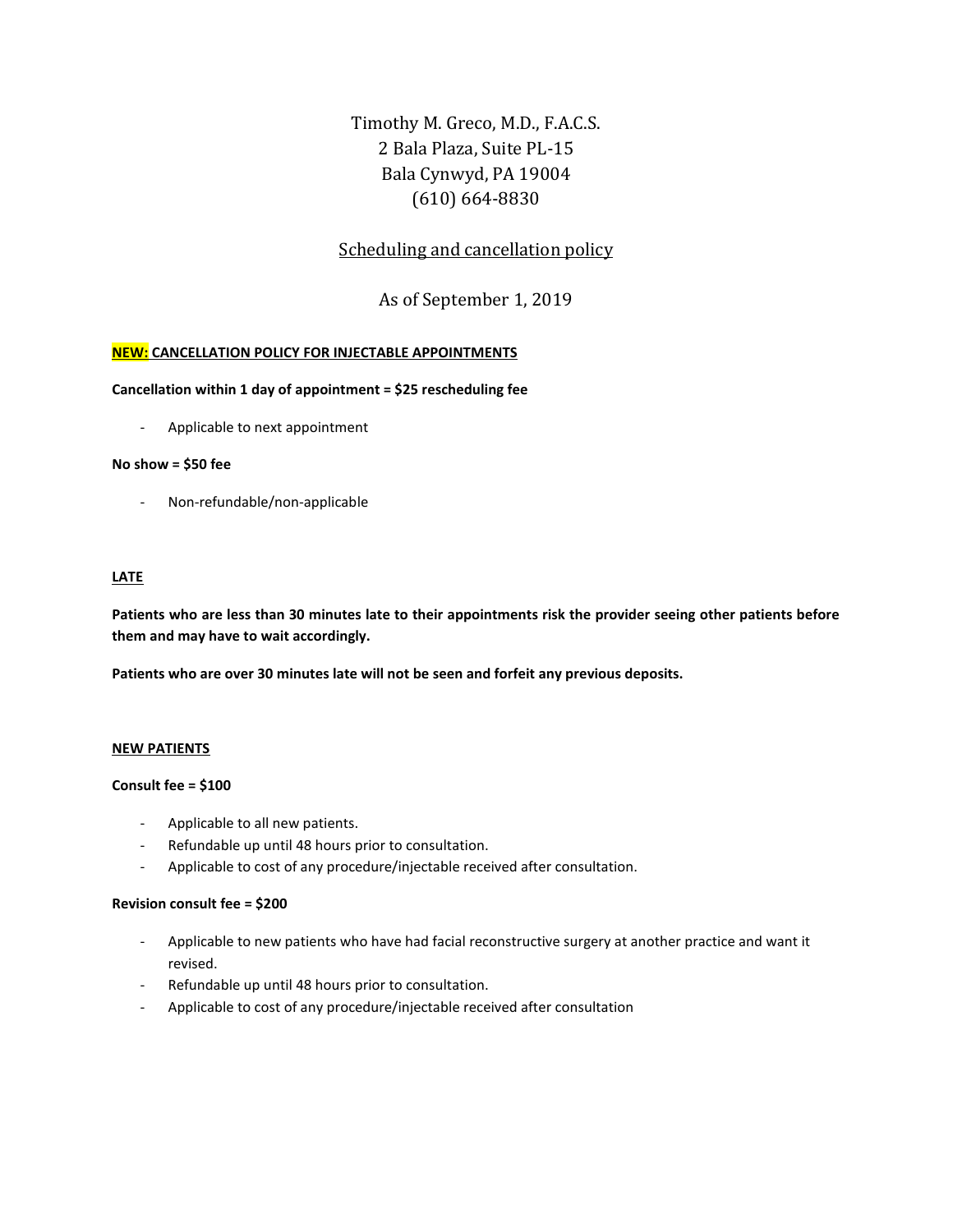Timothy M. Greco, M.D., F.A.C.S.
2 Bala Plaza, Suite PL-15
Bala Cynwyd, PA 19004
(610) 664-8830

## Scheduling and cancellation policy

As of September 1, 2019

### NEW: CANCELLATION POLICY FOR INJECTABLE APPOINTMENTS

**Cancellation within 1 day of appointment = $25 rescheduling fee**

- Applicable to next appointment

**No show = $50 fee**

- Non-refundable/non-applicable

### LATE

**Patients who are less than 30 minutes late to their appointments risk the provider seeing other patients before them and may have to wait accordingly.**

**Patients who are over 30 minutes late will not be seen and forfeit any previous deposits.**

### NEW PATIENTS

**Consult fee = $100**

- Applicable to all new patients.
- Refundable up until 48 hours prior to consultation.
- Applicable to cost of any procedure/injectable received after consultation.

**Revision consult fee = $200**

- Applicable to new patients who have had facial reconstructive surgery at another practice and want it revised.
- Refundable up until 48 hours prior to consultation.
- Applicable to cost of any procedure/injectable received after consultation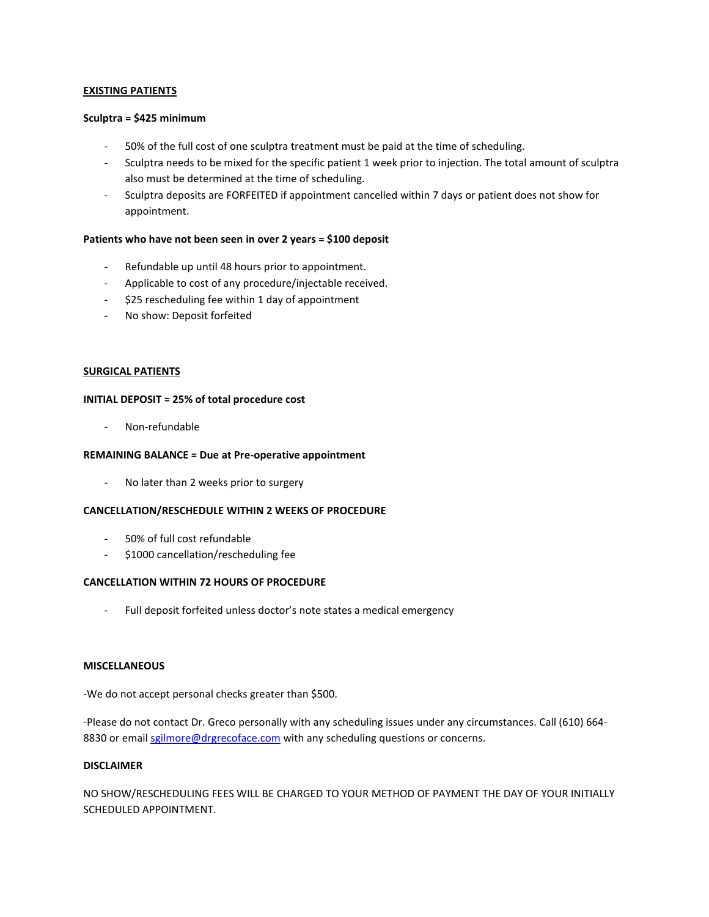## EXISTING PATIENTS

**Sculptra = $425 minimum**

- 50% of the full cost of one sculptra treatment must be paid at the time of scheduling.
- Sculptra needs to be mixed for the specific patient 1 week prior to injection. The total amount of sculptra also must be determined at the time of scheduling.
- Sculptra deposits are FORFEITED if appointment cancelled within 7 days or patient does not show for appointment.

**Patients who have not been seen in over 2 years = $100 deposit**

- Refundable up until 48 hours prior to appointment.
- Applicable to cost of any procedure/injectable received.
- $25 rescheduling fee within 1 day of appointment
- No show: Deposit forfeited

## SURGICAL PATIENTS

**INITIAL DEPOSIT = 25% of total procedure cost**

- Non-refundable

**REMAINING BALANCE = Due at Pre-operative appointment**

- No later than 2 weeks prior to surgery

**CANCELLATION/RESCHEDULE WITHIN 2 WEEKS OF PROCEDURE**

- 50% of full cost refundable
- $1000 cancellation/rescheduling fee

**CANCELLATION WITHIN 72 HOURS OF PROCEDURE**

- Full deposit forfeited unless doctor's note states a medical emergency

**MISCELLANEOUS**

-We do not accept personal checks greater than $500.

-Please do not contact Dr. Greco personally with any scheduling issues under any circumstances. Call (610) 664-8830 or email sgilmore@drgrecoface.com with any scheduling questions or concerns.

**DISCLAIMER**

NO SHOW/RESCHEDULING FEES WILL BE CHARGED TO YOUR METHOD OF PAYMENT THE DAY OF YOUR INITIALLY SCHEDULED APPOINTMENT.